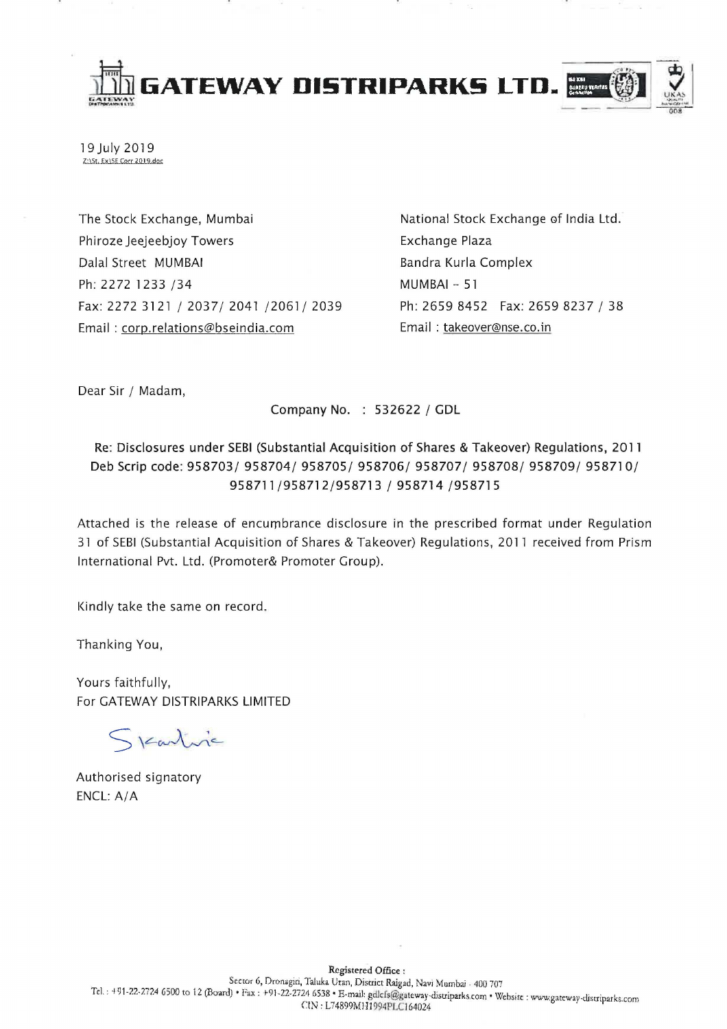# GATEWAY DISTRIPARKS LTD.

19 July 2019

Z:\St. Ex\SE Corr 2019.doc

The Stock Exchange, Mumbai
Phiroze Jeejeebjoy Towers
Dalal Street MUMBAI
Ph: 2272 1233 /34
Fax: 2272 3121 / 2037/ 2041 /2061/ 2039
Email : corp.relations@bseindia.com

National Stock Exchange of India Ltd.
Exchange Plaza
Bandra Kurla Complex
MUMBAI – 51
Ph: 2659 8452 Fax: 2659 8237 / 38
Email : takeover@nse.co.in

Dear Sir / Madam,

Company No. : 532622 / GDL

**Re: Disclosures under SEBI (Substantial Acquisition of Shares & Takeover) Regulations, 2011**
**Deb Scrip code: 958703/ 958704/ 958705/ 958706/ 958707/ 958708/ 958709/ 958710/ 958711/958712/958713 / 958714 /958715**

Attached is the release of encumbrance disclosure in the prescribed format under Regulation 31 of SEBI (Substantial Acquisition of Shares & Takeover) Regulations, 2011 received from Prism International Pvt. Ltd. (Promoter& Promoter Group).

Kindly take the same on record.

Thanking You,

Yours faithfully,
For GATEWAY DISTRIPARKS LIMITED

Authorised signatory
ENCL: A/A

**Registered Office :**
Sector 6, Dronagiri, Taluka Uran, District Raigad, Navi Mumbai - 400 707
Tel. : +91-22-2724 6500 to 12 (Board) • Fax : +91-22-2724 6538 • E-mail: gdlcfs@gateway-distriparks.com • Website : www.gateway-distriparks.com
CIN : L74899MH1994PLC164024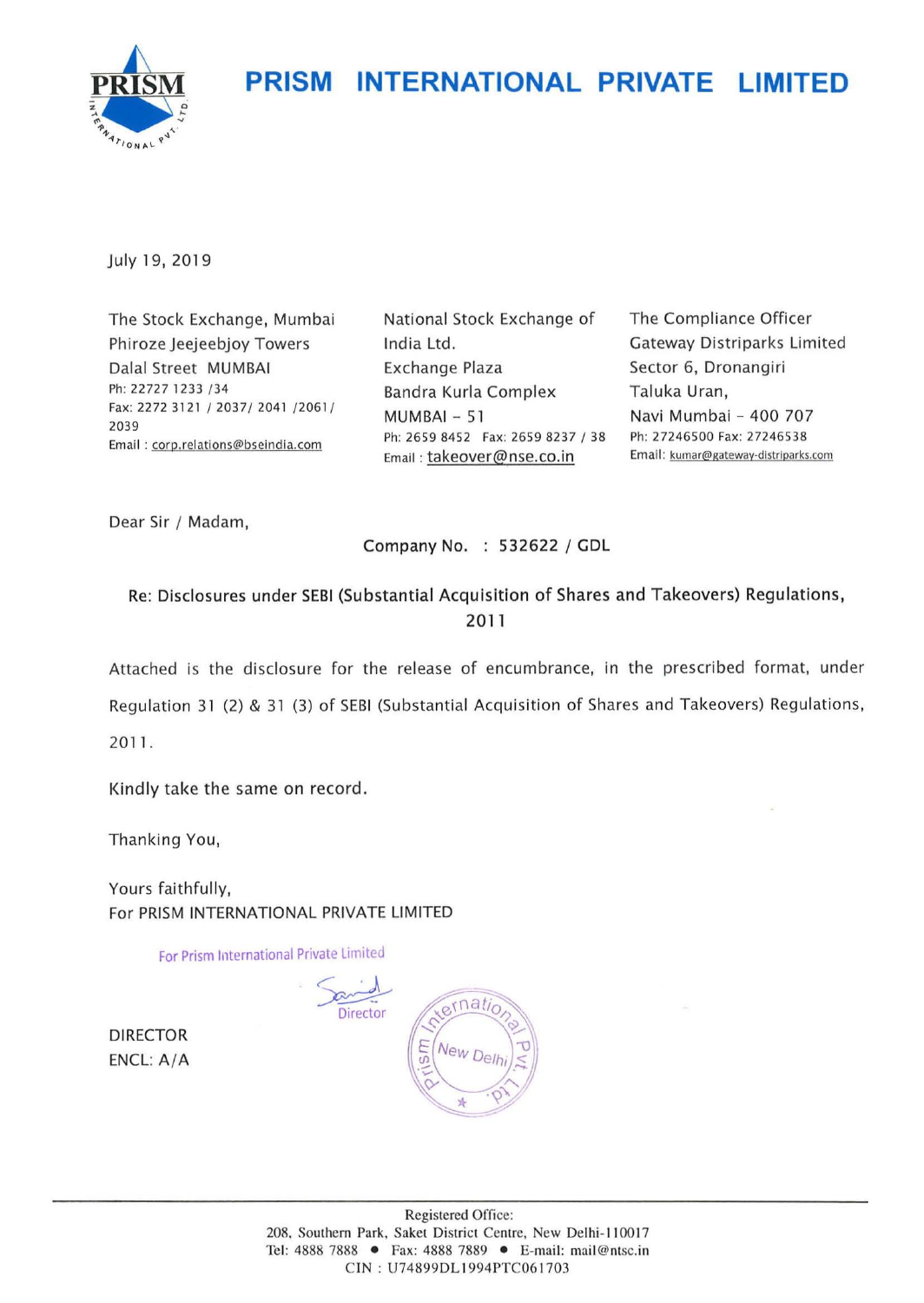# PRISM INTERNATIONAL PRIVATE LIMITED

July 19, 2019

The Stock Exchange, Mumbai
Phiroze Jeejeebjoy Towers
Dalal Street MUMBAI
Ph: 22727 1233 /34
Fax: 2272 3121 / 2037/ 2041 /2061/ 2039
Email : corp.relations@bseindia.com

National Stock Exchange of India Ltd.
Exchange Plaza
Bandra Kurla Complex
MUMBAI – 51
Ph: 2659 8452 Fax: 2659 8237 / 38
Email : takeover@nse.co.in

The Compliance Officer
Gateway Distriparks Limited
Sector 6, Dronangiri
Taluka Uran,
Navi Mumbai – 400 707
Ph: 27246500 Fax: 27246538
Email: kumar@gateway-distriparks.com

Dear Sir / Madam,

Company No. : 532622 / GDL

**Re: Disclosures under SEBI (Substantial Acquisition of Shares and Takeovers) Regulations, 2011**

Attached is the disclosure for the release of encumbrance, in the prescribed format, under Regulation 31 (2) & 31 (3) of SEBI (Substantial Acquisition of Shares and Takeovers) Regulations, 2011.

Kindly take the same on record.

Thanking You,

Yours faithfully,
For PRISM INTERNATIONAL PRIVATE LIMITED

For Prism International Private Limited

Director

DIRECTOR
ENCL: A/A

Registered Office:
208, Southern Park, Saket District Centre, New Delhi-110017
Tel: 4888 7888 • Fax: 4888 7889 • E-mail: mail@ntsc.in
CIN : U74899DL1994PTC061703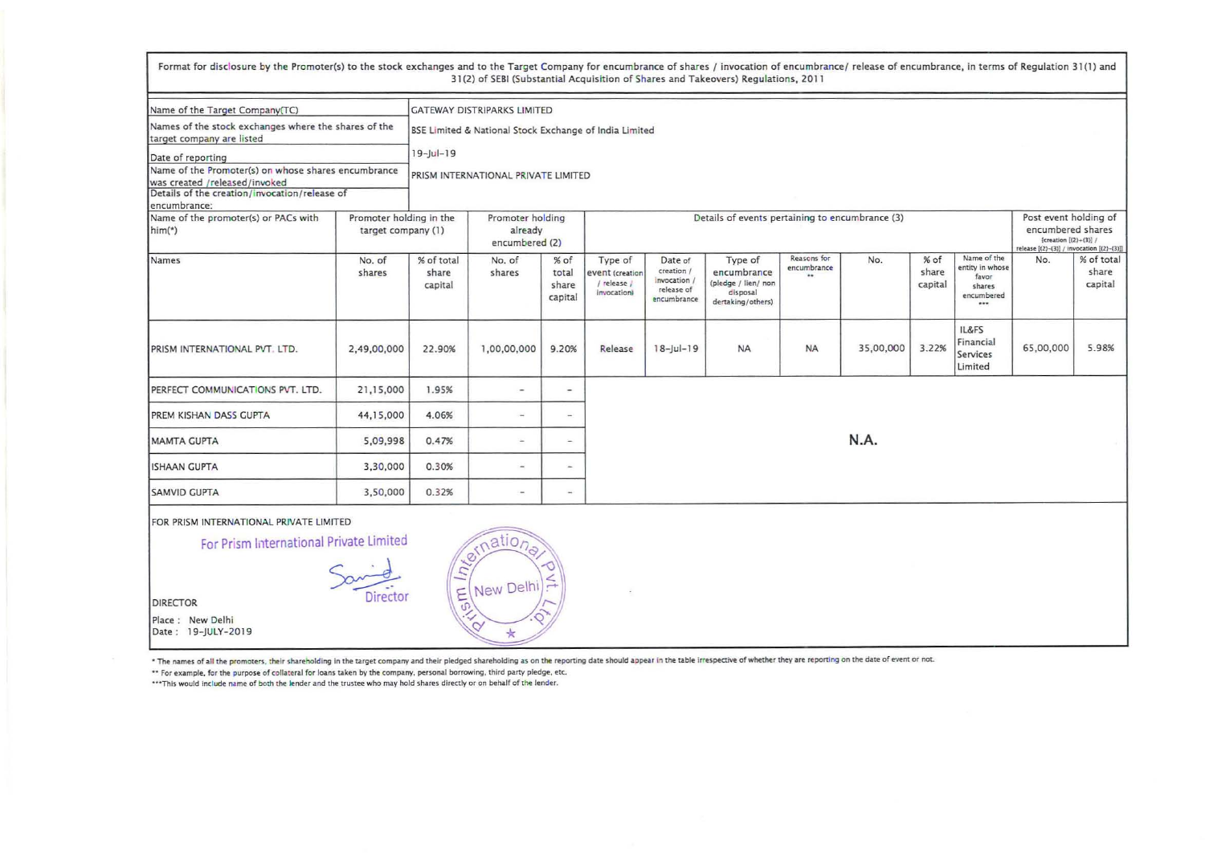Format for disclosure by the Promoter(s) to the stock exchanges and to the Target Company for encumbrance of shares / invocation of encumbrance/ release of encumbrance, in terms of Regulation 31(1) and 31(2) of SEBI (Substantial Acquisition of Shares and Takeovers) Regulations, 2011

| | |
|---|---|
| Name of the Target Company(TC) | GATEWAY DISTRIPARKS LIMITED |
| Names of the stock exchanges where the shares of the target company are listed | BSE Limited & National Stock Exchange of India Limited |
| Date of reporting | 19-Jul-19 |
| Name of the Promoter(s) on whose shares encumbrance was created /released/invoked | PRISM INTERNATIONAL PRIVATE LIMITED |
| Details of the creation/invocation/release of encumbrance: | |

| Name of the promoter(s) or PACs with him(*) | Promoter holding in the target company (1) | | Promoter holding already encumbered (2) | | Details of events pertaining to encumbrance (3) | | | | | | | Post event holding of encumbered shares [creation [(2)+(3)] / release [(2)-(3)] / invocation [(2)-(3)]] | |
|---|---|---|---|---|---|---|---|---|---|---|---|---|---|
| Names | No. of shares | % of total share capital | No. of shares | % of total share capital | Type of event (creation / release / invocation) | Date of creation / invocation / release of encumbrance | Type of encumbrance (pledge / lien/ non disposal dertaking/others) | Reasons for encumbrance ** | No. | % of share capital | Name of the entity in whose favor shares encumbered *** | No. | % of total share capital |
| PRISM INTERNATIONAL PVT. LTD. | 2,49,00,000 | 22.90% | 1,00,00,000 | 9.20% | Release | 18-Jul-19 | NA | NA | 35,00,000 | 3.22% | IL&FS Financial Services Limited | 65,00,000 | 5.98% |
| PERFECT COMMUNICATIONS PVT. LTD. | 21,15,000 | 1.95% | - | - | N.A. | | | | | | | | |
| PREM KISHAN DASS GUPTA | 44,15,000 | 4.06% | - | - | | | | | | | | | |
| MAMTA GUPTA | 5,09,998 | 0.47% | - | - | | | | | | | | | |
| ISHAAN GUPTA | 3,30,000 | 0.30% | - | - | | | | | | | | | |
| SAMVID GUPTA | 3,50,000 | 0.32% | - | - | | | | | | | | | |

FOR PRISM INTERNATIONAL PRIVATE LIMITED

For Prism International Private Limited

Director

DIRECTOR

Place : New Delhi
Date : 19-JULY-2019

\* The names of all the promoters, their shareholding in the target company and their pledged shareholding as on the reporting date should appear in the table irrespective of whether they are reporting on the date of event or not.

\*\* For example, for the purpose of collateral for loans taken by the company, personal borrowing, third party pledge, etc.

\*\*\*This would include name of both the lender and the trustee who may hold shares directly or on behalf of the lender.